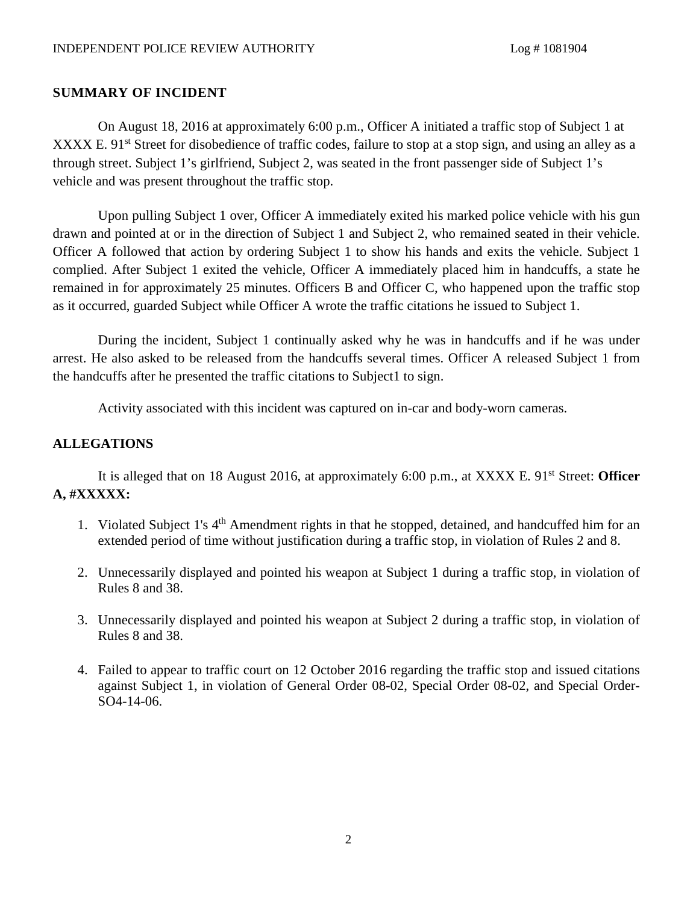## SUMMARY OF INCIDENT

On August 18, 2016 at approximately 6:00 p.m., Officer A initiated a traffic stop of Subject 1 at XXXX E. 91st Street for disobedience of traffic codes, failure to stop at a stop sign, and using an alley as a through street. Subject 1's girlfriend, Subject 2, was seated in the front passenger side of Subject 1's vehicle and was present throughout the traffic stop.

Upon pulling Subject 1 over, Officer A immediately exited his marked police vehicle with his gun drawn and pointed at or in the direction of Subject 1 and Subject 2, who remained seated in their vehicle. Officer A followed that action by ordering Subject 1 to show his hands and exits the vehicle. Subject 1 complied. After Subject 1 exited the vehicle, Officer A immediately placed him in handcuffs, a state he remained in for approximately 25 minutes. Officers B and Officer C, who happened upon the traffic stop as it occurred, guarded Subject while Officer A wrote the traffic citations he issued to Subject 1.

During the incident, Subject 1 continually asked why he was in handcuffs and if he was under arrest. He also asked to be released from the handcuffs several times. Officer A released Subject 1 from the handcuffs after he presented the traffic citations to Subject1 to sign.

Activity associated with this incident was captured on in-car and body-worn cameras.

## ALLEGATIONS

It is alleged that on 18 August 2016, at approximately 6:00 p.m., at XXXX E. 91st Street: **Officer A, #XXXXX:**

1. Violated Subject 1's 4th Amendment rights in that he stopped, detained, and handcuffed him for an extended period of time without justification during a traffic stop, in violation of Rules 2 and 8.
2. Unnecessarily displayed and pointed his weapon at Subject 1 during a traffic stop, in violation of Rules 8 and 38.
3. Unnecessarily displayed and pointed his weapon at Subject 2 during a traffic stop, in violation of Rules 8 and 38.
4. Failed to appear to traffic court on 12 October 2016 regarding the traffic stop and issued citations against Subject 1, in violation of General Order 08-02, Special Order 08-02, and Special Order-SO4-14-06.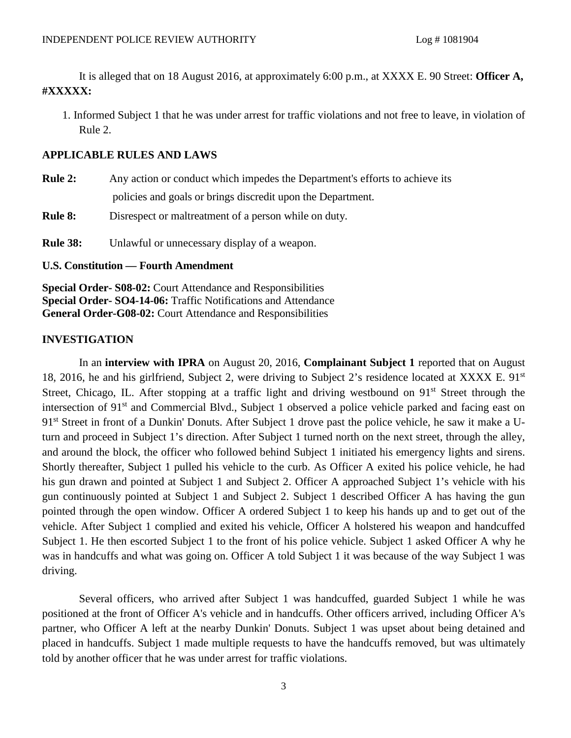It is alleged that on 18 August 2016, at approximately 6:00 p.m., at XXXX E. 90 Street: **Officer A, #XXXXX:**

1. Informed Subject 1 that he was under arrest for traffic violations and not free to leave, in violation of Rule 2.

## APPLICABLE RULES AND LAWS

**Rule 2:** Any action or conduct which impedes the Department's efforts to achieve its policies and goals or brings discredit upon the Department.

**Rule 8:** Disrespect or maltreatment of a person while on duty.

**Rule 38:** Unlawful or unnecessary display of a weapon.

**U.S. Constitution — Fourth Amendment**

**Special Order- S08-02:** Court Attendance and Responsibilities
**Special Order- SO4-14-06:** Traffic Notifications and Attendance
**General Order-G08-02:** Court Attendance and Responsibilities

## INVESTIGATION

In an **interview with IPRA** on August 20, 2016, **Complainant Subject 1** reported that on August 18, 2016, he and his girlfriend, Subject 2, were driving to Subject 2's residence located at XXXX E. 91st Street, Chicago, IL. After stopping at a traffic light and driving westbound on 91st Street through the intersection of 91st and Commercial Blvd., Subject 1 observed a police vehicle parked and facing east on 91st Street in front of a Dunkin' Donuts. After Subject 1 drove past the police vehicle, he saw it make a U-turn and proceed in Subject 1's direction. After Subject 1 turned north on the next street, through the alley, and around the block, the officer who followed behind Subject 1 initiated his emergency lights and sirens. Shortly thereafter, Subject 1 pulled his vehicle to the curb. As Officer A exited his police vehicle, he had his gun drawn and pointed at Subject 1 and Subject 2. Officer A approached Subject 1's vehicle with his gun continuously pointed at Subject 1 and Subject 2. Subject 1 described Officer A has having the gun pointed through the open window. Officer A ordered Subject 1 to keep his hands up and to get out of the vehicle. After Subject 1 complied and exited his vehicle, Officer A holstered his weapon and handcuffed Subject 1. He then escorted Subject 1 to the front of his police vehicle. Subject 1 asked Officer A why he was in handcuffs and what was going on. Officer A told Subject 1 it was because of the way Subject 1 was driving.

Several officers, who arrived after Subject 1 was handcuffed, guarded Subject 1 while he was positioned at the front of Officer A's vehicle and in handcuffs. Other officers arrived, including Officer A's partner, who Officer A left at the nearby Dunkin' Donuts. Subject 1 was upset about being detained and placed in handcuffs. Subject 1 made multiple requests to have the handcuffs removed, but was ultimately told by another officer that he was under arrest for traffic violations.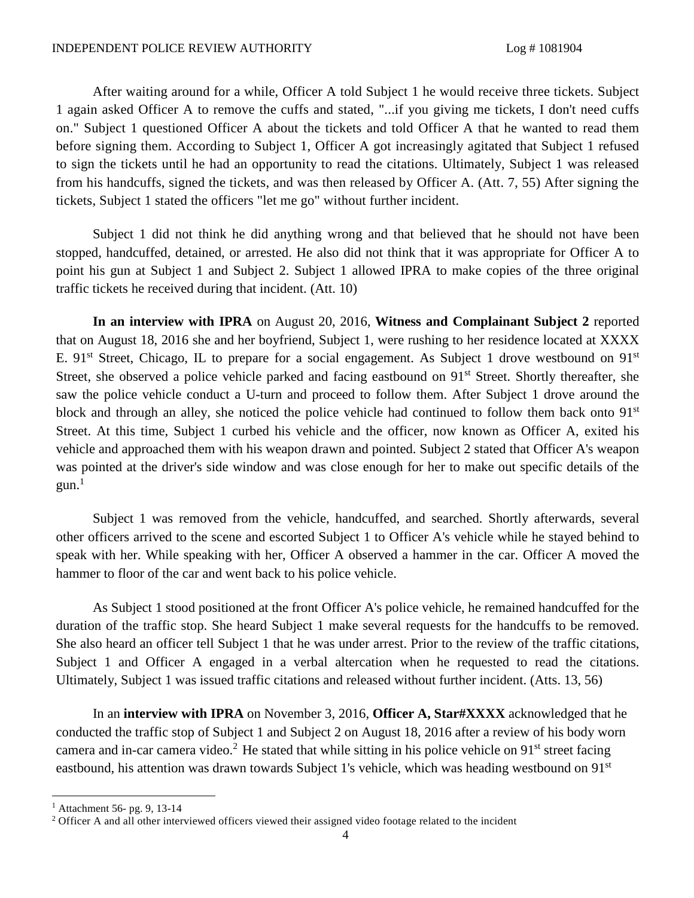After waiting around for a while, Officer A told Subject 1 he would receive three tickets. Subject 1 again asked Officer A to remove the cuffs and stated, "...if you giving me tickets, I don't need cuffs on." Subject 1 questioned Officer A about the tickets and told Officer A that he wanted to read them before signing them. According to Subject 1, Officer A got increasingly agitated that Subject 1 refused to sign the tickets until he had an opportunity to read the citations. Ultimately, Subject 1 was released from his handcuffs, signed the tickets, and was then released by Officer A. (Att. 7, 55) After signing the tickets, Subject 1 stated the officers "let me go" without further incident.

Subject 1 did not think he did anything wrong and that believed that he should not have been stopped, handcuffed, detained, or arrested. He also did not think that it was appropriate for Officer A to point his gun at Subject 1 and Subject 2. Subject 1 allowed IPRA to make copies of the three original traffic tickets he received during that incident. (Att. 10)

**In an interview with IPRA** on August 20, 2016, **Witness and Complainant Subject 2** reported that on August 18, 2016 she and her boyfriend, Subject 1, were rushing to her residence located at XXXX E. 91st Street, Chicago, IL to prepare for a social engagement. As Subject 1 drove westbound on 91st Street, she observed a police vehicle parked and facing eastbound on 91st Street. Shortly thereafter, she saw the police vehicle conduct a U-turn and proceed to follow them. After Subject 1 drove around the block and through an alley, she noticed the police vehicle had continued to follow them back onto 91st Street. At this time, Subject 1 curbed his vehicle and the officer, now known as Officer A, exited his vehicle and approached them with his weapon drawn and pointed. Subject 2 stated that Officer A's weapon was pointed at the driver's side window and was close enough for her to make out specific details of the gun.[1]

Subject 1 was removed from the vehicle, handcuffed, and searched. Shortly afterwards, several other officers arrived to the scene and escorted Subject 1 to Officer A's vehicle while he stayed behind to speak with her. While speaking with her, Officer A observed a hammer in the car. Officer A moved the hammer to floor of the car and went back to his police vehicle.

As Subject 1 stood positioned at the front Officer A's police vehicle, he remained handcuffed for the duration of the traffic stop. She heard Subject 1 make several requests for the handcuffs to be removed. She also heard an officer tell Subject 1 that he was under arrest. Prior to the review of the traffic citations, Subject 1 and Officer A engaged in a verbal altercation when he requested to read the citations. Ultimately, Subject 1 was issued traffic citations and released without further incident. (Atts. 13, 56)

In an **interview with IPRA** on November 3, 2016, **Officer A, Star#XXXX** acknowledged that he conducted the traffic stop of Subject 1 and Subject 2 on August 18, 2016 after a review of his body worn camera and in-car camera video.[2] He stated that while sitting in his police vehicle on 91st street facing eastbound, his attention was drawn towards Subject 1's vehicle, which was heading westbound on 91st

[1] Attachment 56- pg. 9, 13-14

[2] Officer A and all other interviewed officers viewed their assigned video footage related to the incident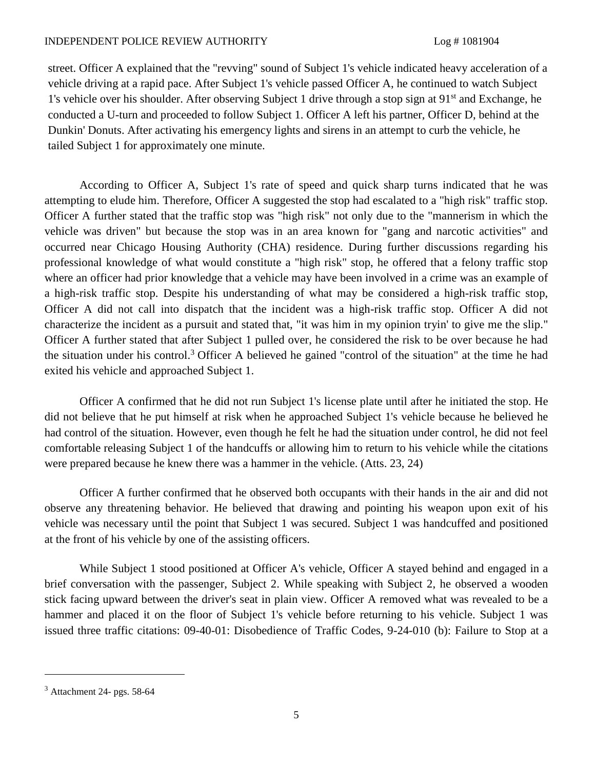street. Officer A explained that the "revving" sound of Subject 1's vehicle indicated heavy acceleration of a vehicle driving at a rapid pace. After Subject 1's vehicle passed Officer A, he continued to watch Subject 1's vehicle over his shoulder. After observing Subject 1 drive through a stop sign at 91st and Exchange, he conducted a U-turn and proceeded to follow Subject 1. Officer A left his partner, Officer D, behind at the Dunkin' Donuts. After activating his emergency lights and sirens in an attempt to curb the vehicle, he tailed Subject 1 for approximately one minute.

According to Officer A, Subject 1's rate of speed and quick sharp turns indicated that he was attempting to elude him. Therefore, Officer A suggested the stop had escalated to a "high risk" traffic stop. Officer A further stated that the traffic stop was "high risk" not only due to the "mannerism in which the vehicle was driven" but because the stop was in an area known for "gang and narcotic activities" and occurred near Chicago Housing Authority (CHA) residence. During further discussions regarding his professional knowledge of what would constitute a "high risk" stop, he offered that a felony traffic stop where an officer had prior knowledge that a vehicle may have been involved in a crime was an example of a high-risk traffic stop. Despite his understanding of what may be considered a high-risk traffic stop, Officer A did not call into dispatch that the incident was a high-risk traffic stop. Officer A did not characterize the incident as a pursuit and stated that, "it was him in my opinion tryin' to give me the slip." Officer A further stated that after Subject 1 pulled over, he considered the risk to be over because he had the situation under his control.[3] Officer A believed he gained "control of the situation" at the time he had exited his vehicle and approached Subject 1.

Officer A confirmed that he did not run Subject 1's license plate until after he initiated the stop. He did not believe that he put himself at risk when he approached Subject 1's vehicle because he believed he had control of the situation. However, even though he felt he had the situation under control, he did not feel comfortable releasing Subject 1 of the handcuffs or allowing him to return to his vehicle while the citations were prepared because he knew there was a hammer in the vehicle. (Atts. 23, 24)

Officer A further confirmed that he observed both occupants with their hands in the air and did not observe any threatening behavior. He believed that drawing and pointing his weapon upon exit of his vehicle was necessary until the point that Subject 1 was secured. Subject 1 was handcuffed and positioned at the front of his vehicle by one of the assisting officers.

While Subject 1 stood positioned at Officer A's vehicle, Officer A stayed behind and engaged in a brief conversation with the passenger, Subject 2. While speaking with Subject 2, he observed a wooden stick facing upward between the driver's seat in plain view. Officer A removed what was revealed to be a hammer and placed it on the floor of Subject 1's vehicle before returning to his vehicle. Subject 1 was issued three traffic citations: 09-40-01: Disobedience of Traffic Codes, 9-24-010 (b): Failure to Stop at a

[3] Attachment 24- pgs. 58-64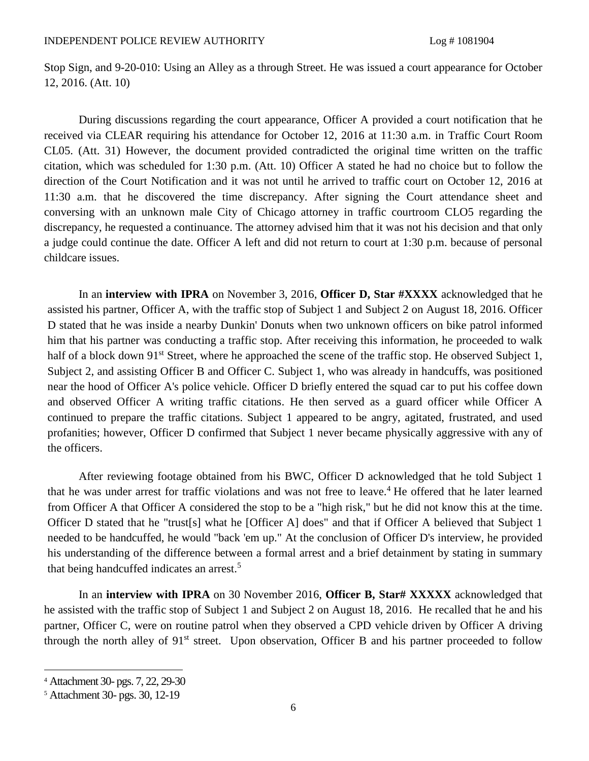Stop Sign, and 9-20-010: Using an Alley as a through Street. He was issued a court appearance for October 12, 2016. (Att. 10)

During discussions regarding the court appearance, Officer A provided a court notification that he received via CLEAR requiring his attendance for October 12, 2016 at 11:30 a.m. in Traffic Court Room CL05. (Att. 31) However, the document provided contradicted the original time written on the traffic citation, which was scheduled for 1:30 p.m. (Att. 10) Officer A stated he had no choice but to follow the direction of the Court Notification and it was not until he arrived to traffic court on October 12, 2016 at 11:30 a.m. that he discovered the time discrepancy. After signing the Court attendance sheet and conversing with an unknown male City of Chicago attorney in traffic courtroom CLO5 regarding the discrepancy, he requested a continuance. The attorney advised him that it was not his decision and that only a judge could continue the date. Officer A left and did not return to court at 1:30 p.m. because of personal childcare issues.

In an **interview with IPRA** on November 3, 2016, **Officer D, Star #XXXX** acknowledged that he assisted his partner, Officer A, with the traffic stop of Subject 1 and Subject 2 on August 18, 2016. Officer D stated that he was inside a nearby Dunkin' Donuts when two unknown officers on bike patrol informed him that his partner was conducting a traffic stop. After receiving this information, he proceeded to walk half of a block down 91st Street, where he approached the scene of the traffic stop. He observed Subject 1, Subject 2, and assisting Officer B and Officer C. Subject 1, who was already in handcuffs, was positioned near the hood of Officer A's police vehicle. Officer D briefly entered the squad car to put his coffee down and observed Officer A writing traffic citations. He then served as a guard officer while Officer A continued to prepare the traffic citations. Subject 1 appeared to be angry, agitated, frustrated, and used profanities; however, Officer D confirmed that Subject 1 never became physically aggressive with any of the officers.

After reviewing footage obtained from his BWC, Officer D acknowledged that he told Subject 1 that he was under arrest for traffic violations and was not free to leave.[4] He offered that he later learned from Officer A that Officer A considered the stop to be a "high risk," but he did not know this at the time. Officer D stated that he "trust[s] what he [Officer A] does" and that if Officer A believed that Subject 1 needed to be handcuffed, he would "back 'em up." At the conclusion of Officer D's interview, he provided his understanding of the difference between a formal arrest and a brief detainment by stating in summary that being handcuffed indicates an arrest.[5]

In an **interview with IPRA** on 30 November 2016, **Officer B, Star# XXXXX** acknowledged that he assisted with the traffic stop of Subject 1 and Subject 2 on August 18, 2016. He recalled that he and his partner, Officer C, were on routine patrol when they observed a CPD vehicle driven by Officer A driving through the north alley of 91st street. Upon observation, Officer B and his partner proceeded to follow

[4] Attachment 30- pgs. 7, 22, 29-30

[5] Attachment 30- pgs. 30, 12-19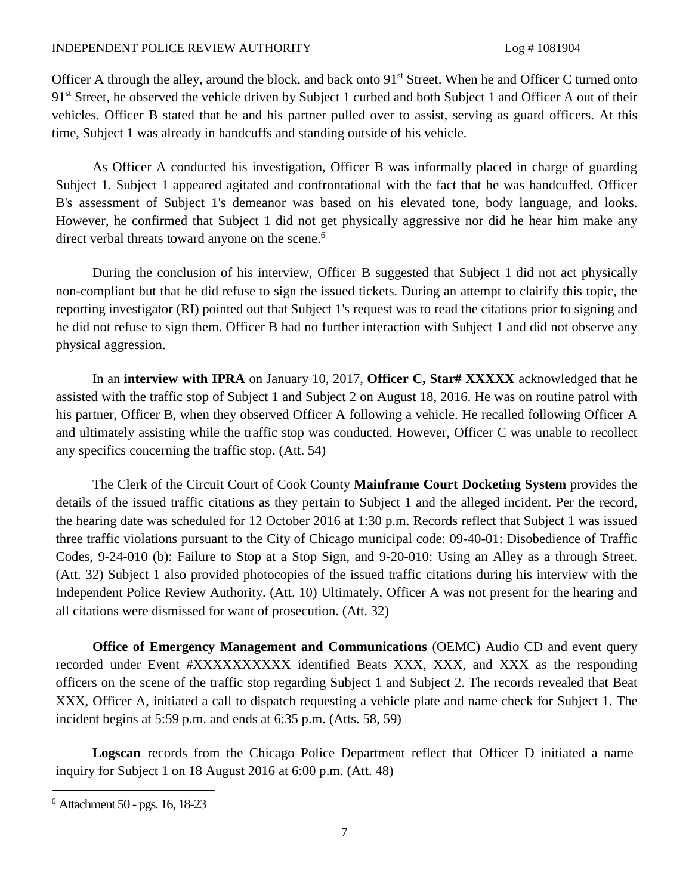Officer A through the alley, around the block, and back onto 91st Street. When he and Officer C turned onto 91st Street, he observed the vehicle driven by Subject 1 curbed and both Subject 1 and Officer A out of their vehicles. Officer B stated that he and his partner pulled over to assist, serving as guard officers. At this time, Subject 1 was already in handcuffs and standing outside of his vehicle.

As Officer A conducted his investigation, Officer B was informally placed in charge of guarding Subject 1. Subject 1 appeared agitated and confrontational with the fact that he was handcuffed. Officer B's assessment of Subject 1's demeanor was based on his elevated tone, body language, and looks. However, he confirmed that Subject 1 did not get physically aggressive nor did he hear him make any direct verbal threats toward anyone on the scene.[6]

During the conclusion of his interview, Officer B suggested that Subject 1 did not act physically non-compliant but that he did refuse to sign the issued tickets. During an attempt to clairify this topic, the reporting investigator (RI) pointed out that Subject 1's request was to read the citations prior to signing and he did not refuse to sign them. Officer B had no further interaction with Subject 1 and did not observe any physical aggression.

In an **interview with IPRA** on January 10, 2017, **Officer C, Star# XXXXX** acknowledged that he assisted with the traffic stop of Subject 1 and Subject 2 on August 18, 2016. He was on routine patrol with his partner, Officer B, when they observed Officer A following a vehicle. He recalled following Officer A and ultimately assisting while the traffic stop was conducted. However, Officer C was unable to recollect any specifics concerning the traffic stop. (Att. 54)

The Clerk of the Circuit Court of Cook County **Mainframe Court Docketing System** provides the details of the issued traffic citations as they pertain to Subject 1 and the alleged incident. Per the record, the hearing date was scheduled for 12 October 2016 at 1:30 p.m. Records reflect that Subject 1 was issued three traffic violations pursuant to the City of Chicago municipal code: 09-40-01: Disobedience of Traffic Codes, 9-24-010 (b): Failure to Stop at a Stop Sign, and 9-20-010: Using an Alley as a through Street. (Att. 32) Subject 1 also provided photocopies of the issued traffic citations during his interview with the Independent Police Review Authority. (Att. 10) Ultimately, Officer A was not present for the hearing and all citations were dismissed for want of prosecution. (Att. 32)

**Office of Emergency Management and Communications** (OEMC) Audio CD and event query recorded under Event #XXXXXXXXXX identified Beats XXX, XXX, and XXX as the responding officers on the scene of the traffic stop regarding Subject 1 and Subject 2. The records revealed that Beat XXX, Officer A, initiated a call to dispatch requesting a vehicle plate and name check for Subject 1. The incident begins at 5:59 p.m. and ends at 6:35 p.m. (Atts. 58, 59)

**Logscan** records from the Chicago Police Department reflect that Officer D initiated a name inquiry for Subject 1 on 18 August 2016 at 6:00 p.m. (Att. 48)

[6] Attachment 50 - pgs. 16, 18-23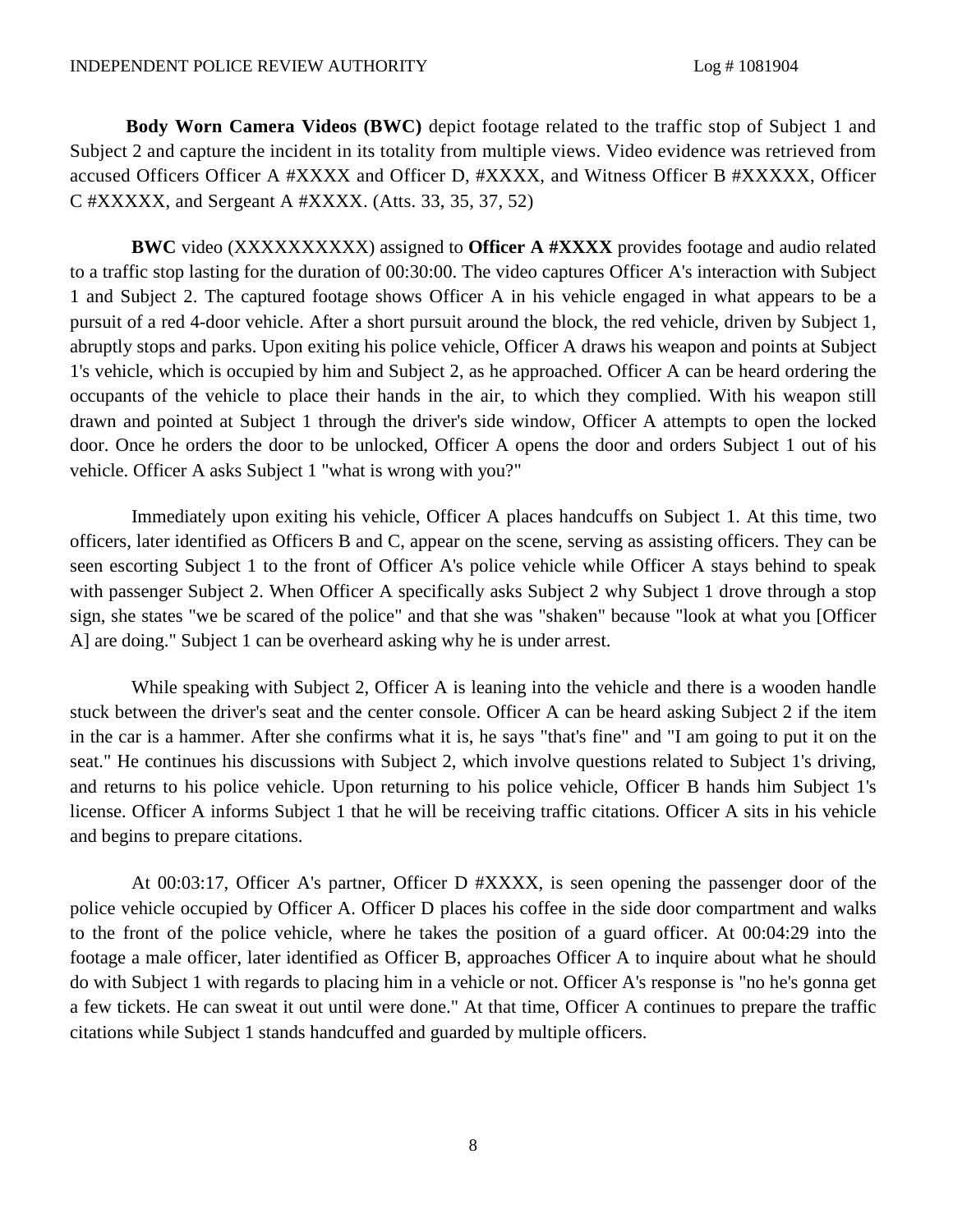**Body Worn Camera Videos (BWC)** depict footage related to the traffic stop of Subject 1 and Subject 2 and capture the incident in its totality from multiple views. Video evidence was retrieved from accused Officers Officer A #XXXX and Officer D, #XXXX, and Witness Officer B #XXXXX, Officer C #XXXXX, and Sergeant A #XXXX. (Atts. 33, 35, 37, 52)

**BWC** video (XXXXXXXXXX) assigned to **Officer A #XXXX** provides footage and audio related to a traffic stop lasting for the duration of 00:30:00. The video captures Officer A's interaction with Subject 1 and Subject 2. The captured footage shows Officer A in his vehicle engaged in what appears to be a pursuit of a red 4-door vehicle. After a short pursuit around the block, the red vehicle, driven by Subject 1, abruptly stops and parks. Upon exiting his police vehicle, Officer A draws his weapon and points at Subject 1's vehicle, which is occupied by him and Subject 2, as he approached. Officer A can be heard ordering the occupants of the vehicle to place their hands in the air, to which they complied. With his weapon still drawn and pointed at Subject 1 through the driver's side window, Officer A attempts to open the locked door. Once he orders the door to be unlocked, Officer A opens the door and orders Subject 1 out of his vehicle. Officer A asks Subject 1 "what is wrong with you?"

Immediately upon exiting his vehicle, Officer A places handcuffs on Subject 1. At this time, two officers, later identified as Officers B and C, appear on the scene, serving as assisting officers. They can be seen escorting Subject 1 to the front of Officer A's police vehicle while Officer A stays behind to speak with passenger Subject 2. When Officer A specifically asks Subject 2 why Subject 1 drove through a stop sign, she states "we be scared of the police" and that she was "shaken" because "look at what you [Officer A] are doing." Subject 1 can be overheard asking why he is under arrest.

While speaking with Subject 2, Officer A is leaning into the vehicle and there is a wooden handle stuck between the driver's seat and the center console. Officer A can be heard asking Subject 2 if the item in the car is a hammer. After she confirms what it is, he says "that's fine" and "I am going to put it on the seat." He continues his discussions with Subject 2, which involve questions related to Subject 1's driving, and returns to his police vehicle. Upon returning to his police vehicle, Officer B hands him Subject 1's license. Officer A informs Subject 1 that he will be receiving traffic citations. Officer A sits in his vehicle and begins to prepare citations.

At 00:03:17, Officer A's partner, Officer D #XXXX, is seen opening the passenger door of the police vehicle occupied by Officer A. Officer D places his coffee in the side door compartment and walks to the front of the police vehicle, where he takes the position of a guard officer. At 00:04:29 into the footage a male officer, later identified as Officer B, approaches Officer A to inquire about what he should do with Subject 1 with regards to placing him in a vehicle or not. Officer A's response is "no he's gonna get a few tickets. He can sweat it out until were done." At that time, Officer A continues to prepare the traffic citations while Subject 1 stands handcuffed and guarded by multiple officers.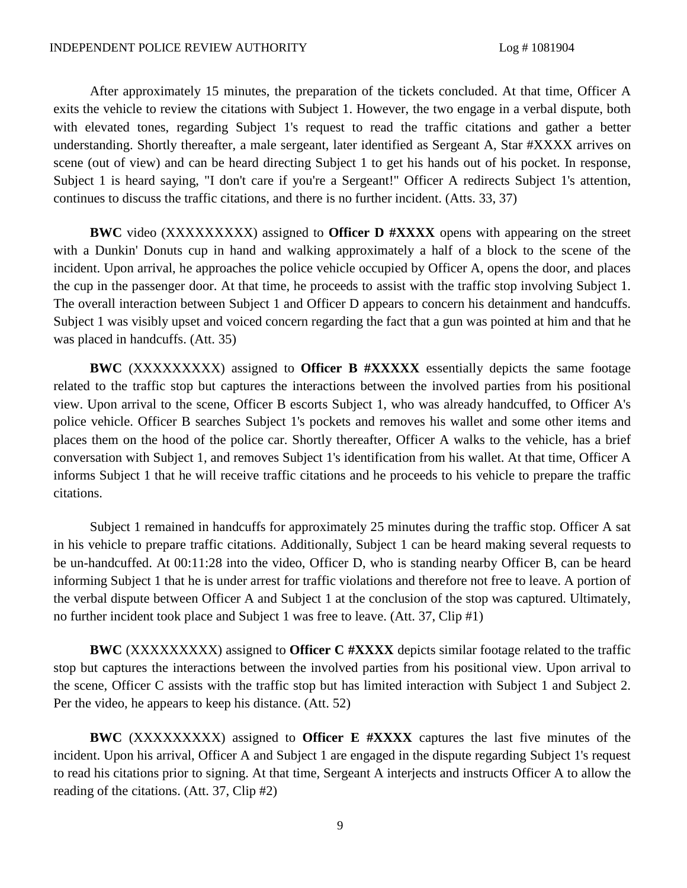After approximately 15 minutes, the preparation of the tickets concluded. At that time, Officer A exits the vehicle to review the citations with Subject 1. However, the two engage in a verbal dispute, both with elevated tones, regarding Subject 1's request to read the traffic citations and gather a better understanding. Shortly thereafter, a male sergeant, later identified as Sergeant A, Star #XXXX arrives on scene (out of view) and can be heard directing Subject 1 to get his hands out of his pocket. In response, Subject 1 is heard saying, "I don't care if you're a Sergeant!" Officer A redirects Subject 1's attention, continues to discuss the traffic citations, and there is no further incident. (Atts. 33, 37)

**BWC** video (XXXXXXXXX) assigned to **Officer D #XXXX** opens with appearing on the street with a Dunkin' Donuts cup in hand and walking approximately a half of a block to the scene of the incident. Upon arrival, he approaches the police vehicle occupied by Officer A, opens the door, and places the cup in the passenger door. At that time, he proceeds to assist with the traffic stop involving Subject 1. The overall interaction between Subject 1 and Officer D appears to concern his detainment and handcuffs. Subject 1 was visibly upset and voiced concern regarding the fact that a gun was pointed at him and that he was placed in handcuffs. (Att. 35)

**BWC** (XXXXXXXXX) assigned to **Officer B #XXXXX** essentially depicts the same footage related to the traffic stop but captures the interactions between the involved parties from his positional view. Upon arrival to the scene, Officer B escorts Subject 1, who was already handcuffed, to Officer A's police vehicle. Officer B searches Subject 1's pockets and removes his wallet and some other items and places them on the hood of the police car. Shortly thereafter, Officer A walks to the vehicle, has a brief conversation with Subject 1, and removes Subject 1's identification from his wallet. At that time, Officer A informs Subject 1 that he will receive traffic citations and he proceeds to his vehicle to prepare the traffic citations.

Subject 1 remained in handcuffs for approximately 25 minutes during the traffic stop. Officer A sat in his vehicle to prepare traffic citations. Additionally, Subject 1 can be heard making several requests to be un-handcuffed. At 00:11:28 into the video, Officer D, who is standing nearby Officer B, can be heard informing Subject 1 that he is under arrest for traffic violations and therefore not free to leave. A portion of the verbal dispute between Officer A and Subject 1 at the conclusion of the stop was captured. Ultimately, no further incident took place and Subject 1 was free to leave. (Att. 37, Clip #1)

**BWC** (XXXXXXXXX) assigned to **Officer C #XXXX** depicts similar footage related to the traffic stop but captures the interactions between the involved parties from his positional view. Upon arrival to the scene, Officer C assists with the traffic stop but has limited interaction with Subject 1 and Subject 2. Per the video, he appears to keep his distance. (Att. 52)

**BWC** (XXXXXXXXX) assigned to **Officer E #XXXX** captures the last five minutes of the incident. Upon his arrival, Officer A and Subject 1 are engaged in the dispute regarding Subject 1's request to read his citations prior to signing. At that time, Sergeant A interjects and instructs Officer A to allow the reading of the citations. (Att. 37, Clip #2)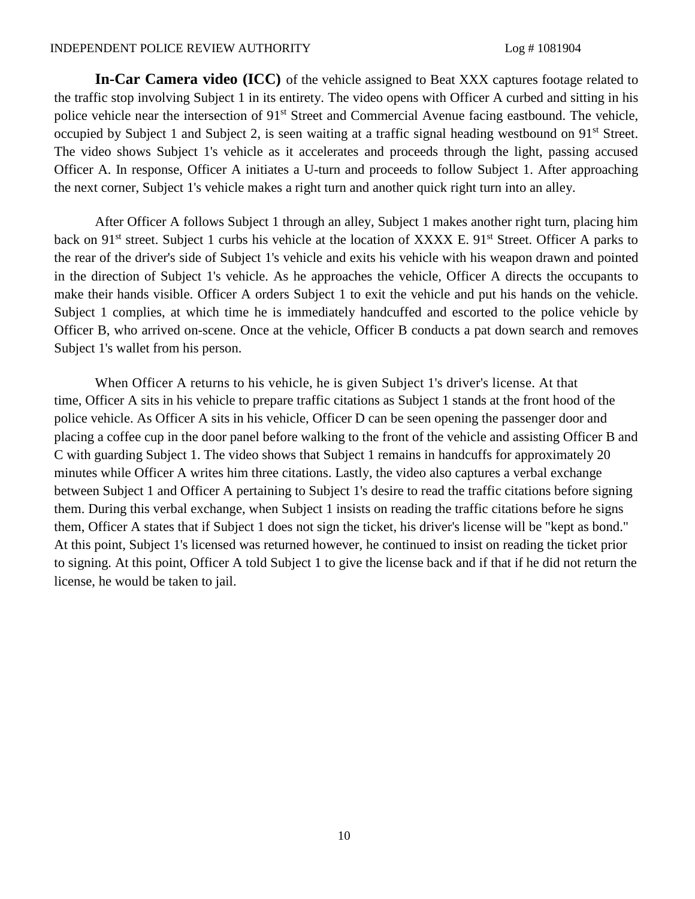**In-Car Camera video (ICC)** of the vehicle assigned to Beat XXX captures footage related to the traffic stop involving Subject 1 in its entirety. The video opens with Officer A curbed and sitting in his police vehicle near the intersection of 91st Street and Commercial Avenue facing eastbound. The vehicle, occupied by Subject 1 and Subject 2, is seen waiting at a traffic signal heading westbound on 91st Street. The video shows Subject 1's vehicle as it accelerates and proceeds through the light, passing accused Officer A. In response, Officer A initiates a U-turn and proceeds to follow Subject 1. After approaching the next corner, Subject 1's vehicle makes a right turn and another quick right turn into an alley.

After Officer A follows Subject 1 through an alley, Subject 1 makes another right turn, placing him back on 91st street. Subject 1 curbs his vehicle at the location of XXXX E. 91st Street. Officer A parks to the rear of the driver's side of Subject 1's vehicle and exits his vehicle with his weapon drawn and pointed in the direction of Subject 1's vehicle. As he approaches the vehicle, Officer A directs the occupants to make their hands visible. Officer A orders Subject 1 to exit the vehicle and put his hands on the vehicle. Subject 1 complies, at which time he is immediately handcuffed and escorted to the police vehicle by Officer B, who arrived on-scene. Once at the vehicle, Officer B conducts a pat down search and removes Subject 1's wallet from his person.

When Officer A returns to his vehicle, he is given Subject 1's driver's license. At that time, Officer A sits in his vehicle to prepare traffic citations as Subject 1 stands at the front hood of the police vehicle. As Officer A sits in his vehicle, Officer D can be seen opening the passenger door and placing a coffee cup in the door panel before walking to the front of the vehicle and assisting Officer B and C with guarding Subject 1. The video shows that Subject 1 remains in handcuffs for approximately 20 minutes while Officer A writes him three citations. Lastly, the video also captures a verbal exchange between Subject 1 and Officer A pertaining to Subject 1's desire to read the traffic citations before signing them. During this verbal exchange, when Subject 1 insists on reading the traffic citations before he signs them, Officer A states that if Subject 1 does not sign the ticket, his driver's license will be "kept as bond." At this point, Subject 1's licensed was returned however, he continued to insist on reading the ticket prior to signing. At this point, Officer A told Subject 1 to give the license back and if that if he did not return the license, he would be taken to jail.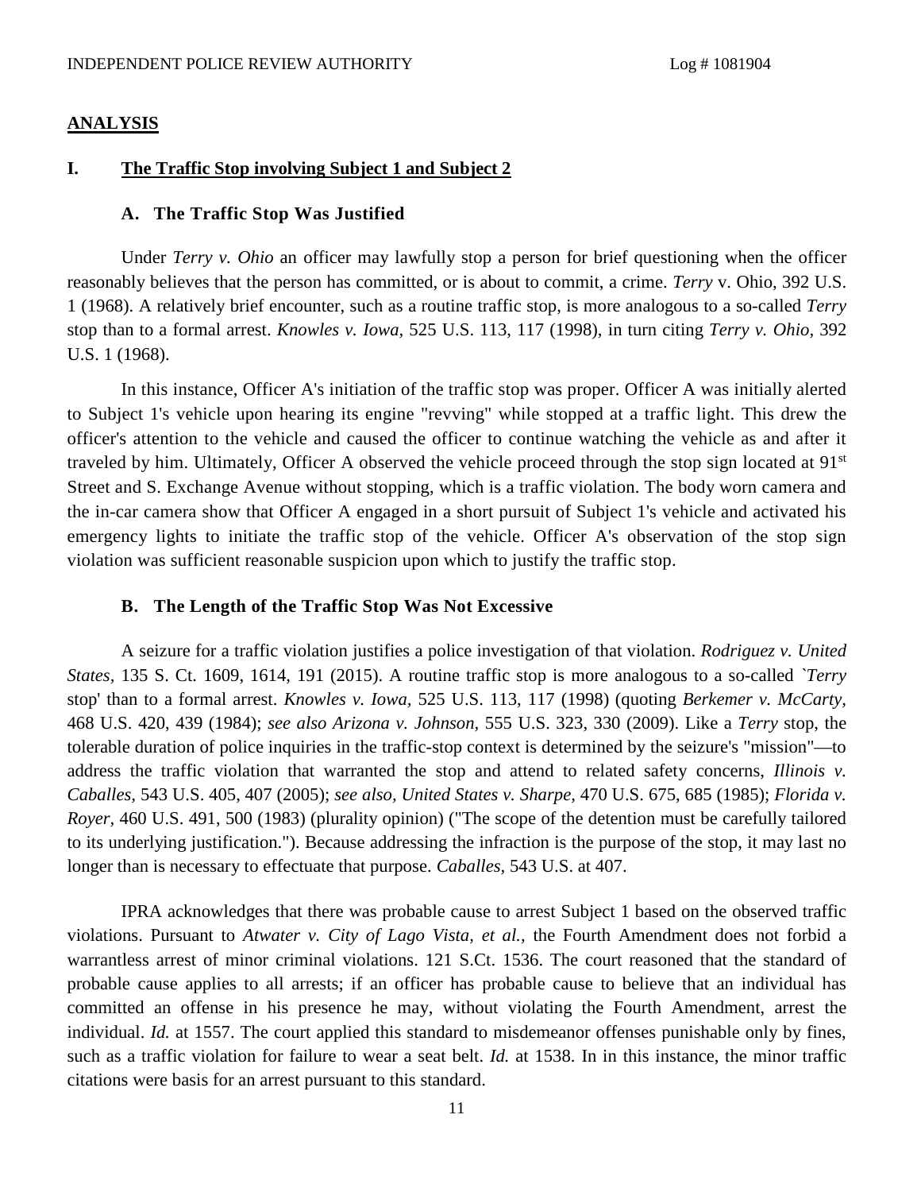## ANALYSIS

### I. The Traffic Stop involving Subject 1 and Subject 2

#### A. The Traffic Stop Was Justified

Under *Terry v. Ohio* an officer may lawfully stop a person for brief questioning when the officer reasonably believes that the person has committed, or is about to commit, a crime. *Terry* v. Ohio, 392 U.S. 1 (1968). A relatively brief encounter, such as a routine traffic stop, is more analogous to a so-called *Terry* stop than to a formal arrest. *Knowles v. Iowa*, 525 U.S. 113, 117 (1998), in turn citing *Terry v. Ohio*, 392 U.S. 1 (1968).

In this instance, Officer A's initiation of the traffic stop was proper. Officer A was initially alerted to Subject 1's vehicle upon hearing its engine "revving" while stopped at a traffic light. This drew the officer's attention to the vehicle and caused the officer to continue watching the vehicle as and after it traveled by him. Ultimately, Officer A observed the vehicle proceed through the stop sign located at 91st Street and S. Exchange Avenue without stopping, which is a traffic violation. The body worn camera and the in-car camera show that Officer A engaged in a short pursuit of Subject 1's vehicle and activated his emergency lights to initiate the traffic stop of the vehicle. Officer A's observation of the stop sign violation was sufficient reasonable suspicion upon which to justify the traffic stop.

#### B. The Length of the Traffic Stop Was Not Excessive

A seizure for a traffic violation justifies a police investigation of that violation. *Rodriguez v. United States*, 135 S. Ct. 1609, 1614, 191 (2015). A routine traffic stop is more analogous to a so-called `*Terry* stop' than to a formal arrest. *Knowles v. Iowa*, 525 U.S. 113, 117 (1998) (quoting *Berkemer v. McCarty*, 468 U.S. 420, 439 (1984); *see also Arizona v. Johnson*, 555 U.S. 323, 330 (2009). Like a *Terry* stop, the tolerable duration of police inquiries in the traffic-stop context is determined by the seizure's "mission"—to address the traffic violation that warranted the stop and attend to related safety concerns, *Illinois v. Caballes*, 543 U.S. 405, 407 (2005); *see also, United States v. Sharpe*, 470 U.S. 675, 685 (1985); *Florida v. Royer*, 460 U.S. 491, 500 (1983) (plurality opinion) ("The scope of the detention must be carefully tailored to its underlying justification."). Because addressing the infraction is the purpose of the stop, it may last no longer than is necessary to effectuate that purpose. *Caballes*, 543 U.S. at 407.

IPRA acknowledges that there was probable cause to arrest Subject 1 based on the observed traffic violations. Pursuant to *Atwater v. City of Lago Vista, et al.*, the Fourth Amendment does not forbid a warrantless arrest of minor criminal violations. 121 S.Ct. 1536. The court reasoned that the standard of probable cause applies to all arrests; if an officer has probable cause to believe that an individual has committed an offense in his presence he may, without violating the Fourth Amendment, arrest the individual. *Id.* at 1557. The court applied this standard to misdemeanor offenses punishable only by fines, such as a traffic violation for failure to wear a seat belt. *Id.* at 1538. In in this instance, the minor traffic citations were basis for an arrest pursuant to this standard.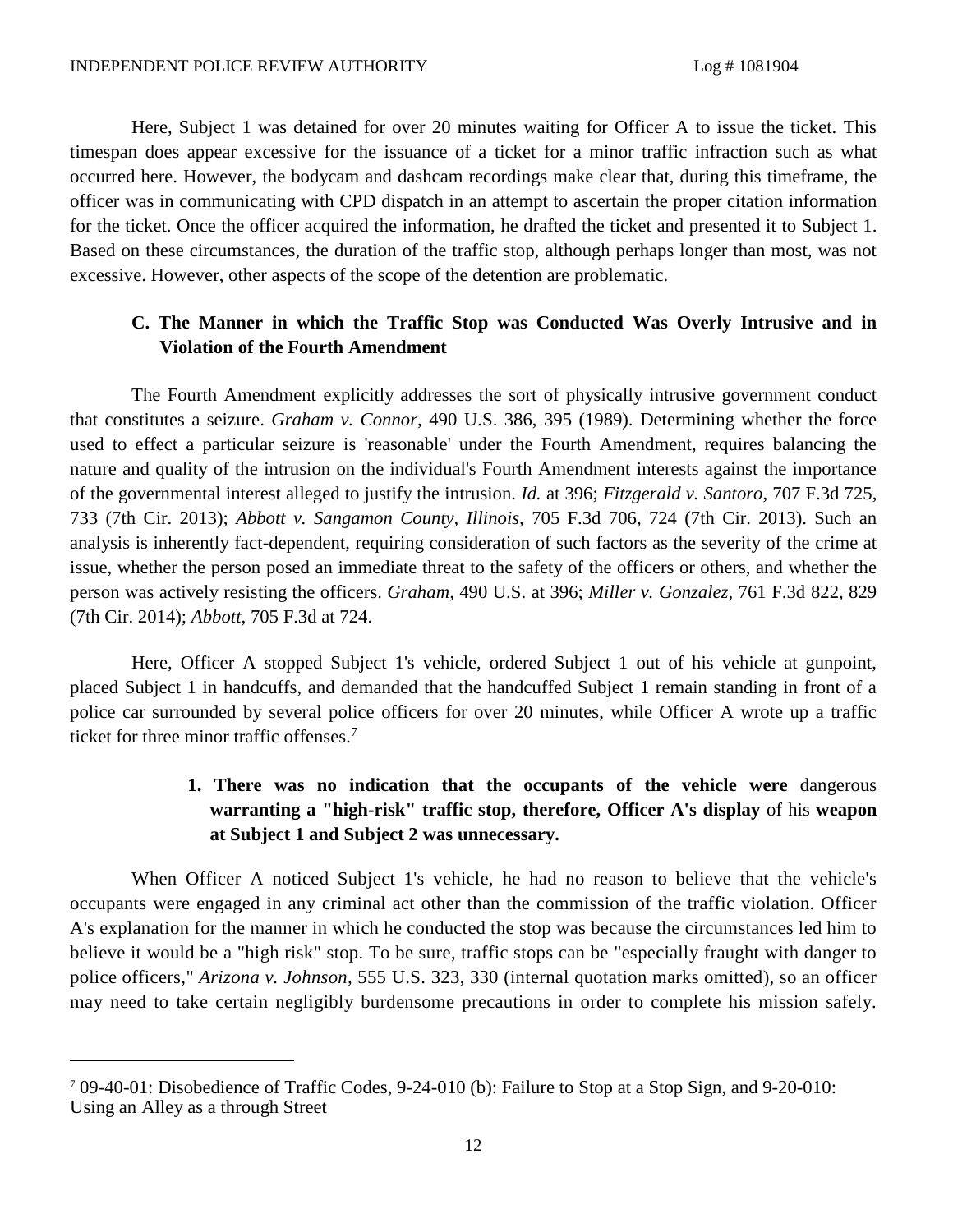Here, Subject 1 was detained for over 20 minutes waiting for Officer A to issue the ticket. This timespan does appear excessive for the issuance of a ticket for a minor traffic infraction such as what occurred here. However, the bodycam and dashcam recordings make clear that, during this timeframe, the officer was in communicating with CPD dispatch in an attempt to ascertain the proper citation information for the ticket. Once the officer acquired the information, he drafted the ticket and presented it to Subject 1. Based on these circumstances, the duration of the traffic stop, although perhaps longer than most, was not excessive. However, other aspects of the scope of the detention are problematic.

### C. The Manner in which the Traffic Stop was Conducted Was Overly Intrusive and in Violation of the Fourth Amendment

The Fourth Amendment explicitly addresses the sort of physically intrusive government conduct that constitutes a seizure. *Graham v. Connor,* 490 U.S. 386, 395 (1989). Determining whether the force used to effect a particular seizure is 'reasonable' under the Fourth Amendment, requires balancing the nature and quality of the intrusion on the individual's Fourth Amendment interests against the importance of the governmental interest alleged to justify the intrusion. *Id.* at 396; *Fitzgerald v. Santoro,* 707 F.3d 725, 733 (7th Cir. 2013); *Abbott v. Sangamon County, Illinois,* 705 F.3d 706, 724 (7th Cir. 2013). Such an analysis is inherently fact-dependent, requiring consideration of such factors as the severity of the crime at issue, whether the person posed an immediate threat to the safety of the officers or others, and whether the person was actively resisting the officers. *Graham,* 490 U.S. at 396; *Miller v. Gonzalez,* 761 F.3d 822, 829 (7th Cir. 2014); *Abbott*, 705 F.3d at 724.

Here, Officer A stopped Subject 1's vehicle, ordered Subject 1 out of his vehicle at gunpoint, placed Subject 1 in handcuffs, and demanded that the handcuffed Subject 1 remain standing in front of a police car surrounded by several police officers for over 20 minutes, while Officer A wrote up a traffic ticket for three minor traffic offenses.[7]

#### 1. There was no indication that the occupants of the vehicle were dangerous warranting a "high-risk" traffic stop, therefore, Officer A's display of his weapon at Subject 1 and Subject 2 was unnecessary.

When Officer A noticed Subject 1's vehicle, he had no reason to believe that the vehicle's occupants were engaged in any criminal act other than the commission of the traffic violation. Officer A's explanation for the manner in which he conducted the stop was because the circumstances led him to believe it would be a "high risk" stop. To be sure, traffic stops can be "especially fraught with danger to police officers," *Arizona v. Johnson,* 555 U.S. 323, 330 (internal quotation marks omitted), so an officer may need to take certain negligibly burdensome precautions in order to complete his mission safely.

[7] 09-40-01: Disobedience of Traffic Codes, 9-24-010 (b): Failure to Stop at a Stop Sign, and 9-20-010: Using an Alley as a through Street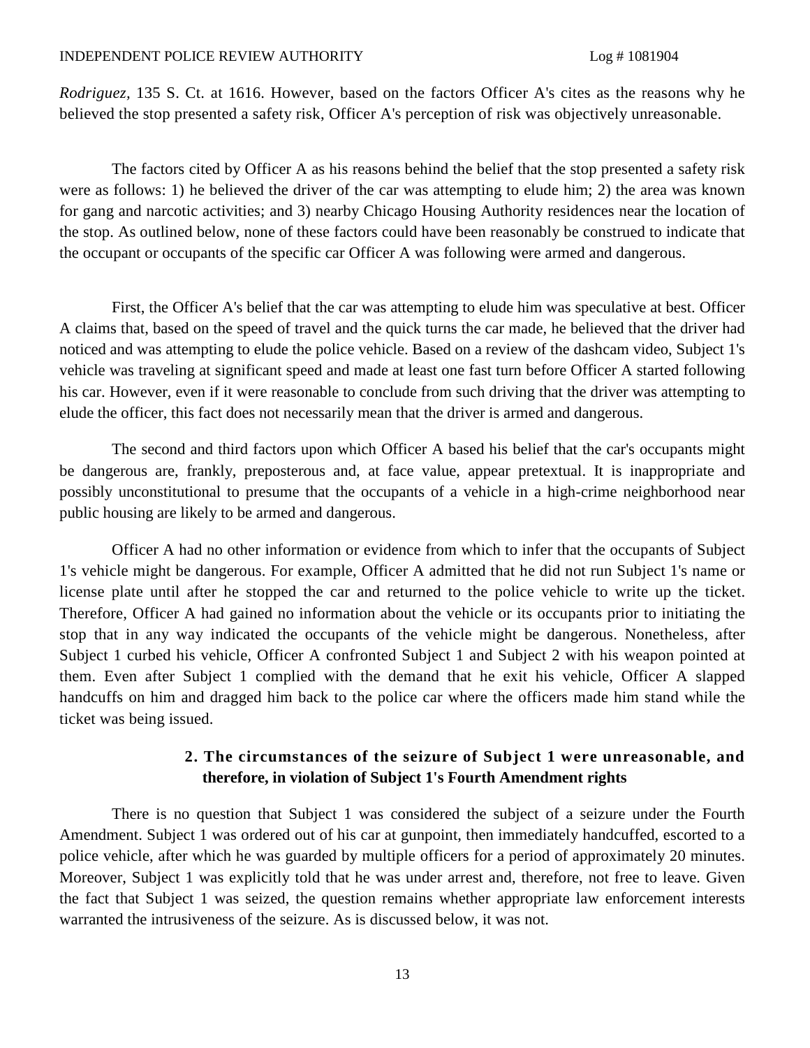*Rodriguez*, 135 S. Ct. at 1616. However, based on the factors Officer A's cites as the reasons why he believed the stop presented a safety risk, Officer A's perception of risk was objectively unreasonable.

The factors cited by Officer A as his reasons behind the belief that the stop presented a safety risk were as follows: 1) he believed the driver of the car was attempting to elude him; 2) the area was known for gang and narcotic activities; and 3) nearby Chicago Housing Authority residences near the location of the stop. As outlined below, none of these factors could have been reasonably be construed to indicate that the occupant or occupants of the specific car Officer A was following were armed and dangerous.

First, the Officer A's belief that the car was attempting to elude him was speculative at best. Officer A claims that, based on the speed of travel and the quick turns the car made, he believed that the driver had noticed and was attempting to elude the police vehicle. Based on a review of the dashcam video, Subject 1's vehicle was traveling at significant speed and made at least one fast turn before Officer A started following his car. However, even if it were reasonable to conclude from such driving that the driver was attempting to elude the officer, this fact does not necessarily mean that the driver is armed and dangerous.

The second and third factors upon which Officer A based his belief that the car's occupants might be dangerous are, frankly, preposterous and, at face value, appear pretextual. It is inappropriate and possibly unconstitutional to presume that the occupants of a vehicle in a high-crime neighborhood near public housing are likely to be armed and dangerous.

Officer A had no other information or evidence from which to infer that the occupants of Subject 1's vehicle might be dangerous. For example, Officer A admitted that he did not run Subject 1's name or license plate until after he stopped the car and returned to the police vehicle to write up the ticket. Therefore, Officer A had gained no information about the vehicle or its occupants prior to initiating the stop that in any way indicated the occupants of the vehicle might be dangerous. Nonetheless, after Subject 1 curbed his vehicle, Officer A confronted Subject 1 and Subject 2 with his weapon pointed at them. Even after Subject 1 complied with the demand that he exit his vehicle, Officer A slapped handcuffs on him and dragged him back to the police car where the officers made him stand while the ticket was being issued.

**2. The circumstances of the seizure of Subject 1 were unreasonable, and therefore, in violation of Subject 1's Fourth Amendment rights**

There is no question that Subject 1 was considered the subject of a seizure under the Fourth Amendment. Subject 1 was ordered out of his car at gunpoint, then immediately handcuffed, escorted to a police vehicle, after which he was guarded by multiple officers for a period of approximately 20 minutes. Moreover, Subject 1 was explicitly told that he was under arrest and, therefore, not free to leave. Given the fact that Subject 1 was seized, the question remains whether appropriate law enforcement interests warranted the intrusiveness of the seizure. As is discussed below, it was not.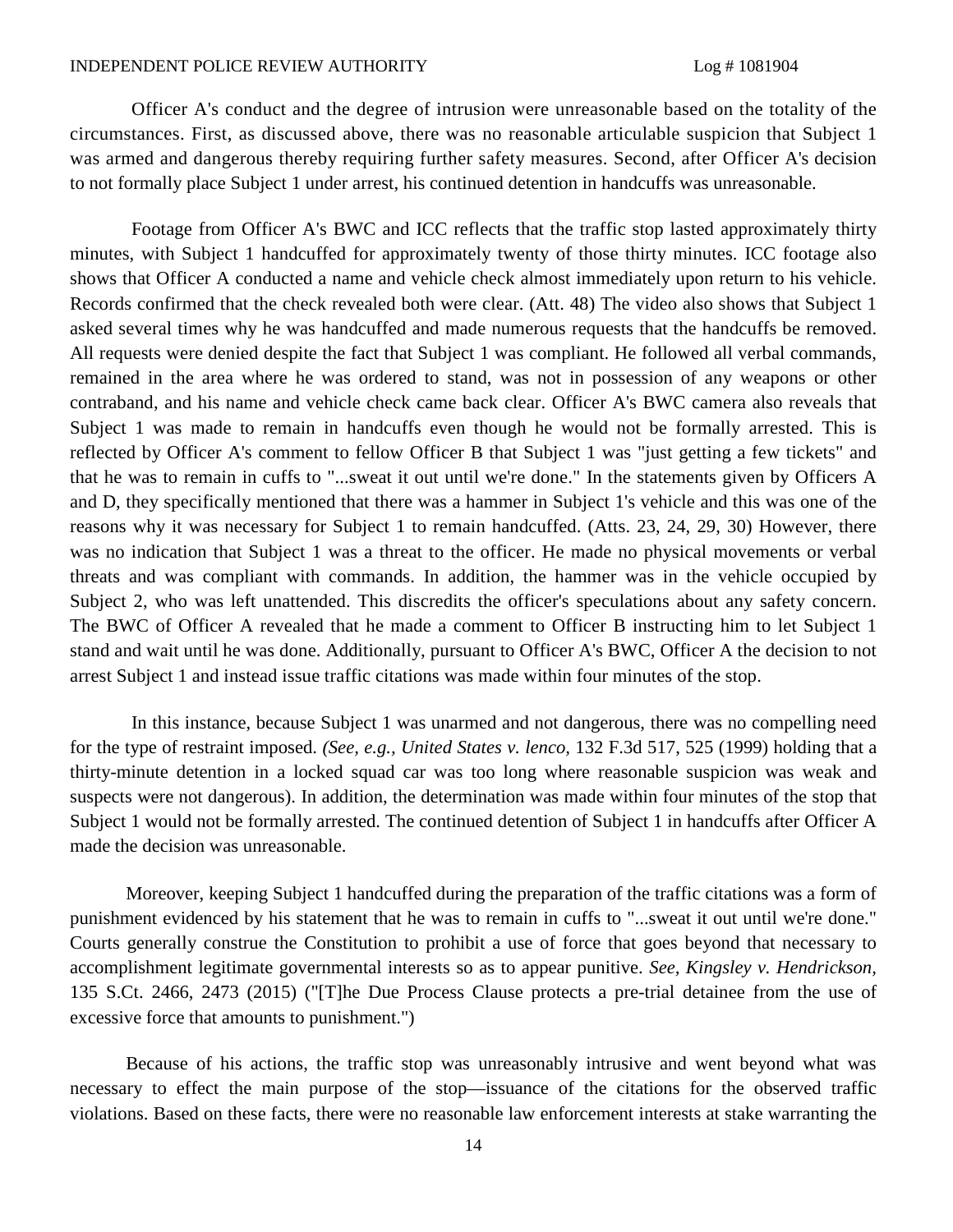Officer A's conduct and the degree of intrusion were unreasonable based on the totality of the circumstances. First, as discussed above, there was no reasonable articulable suspicion that Subject 1 was armed and dangerous thereby requiring further safety measures. Second, after Officer A's decision to not formally place Subject 1 under arrest, his continued detention in handcuffs was unreasonable.

Footage from Officer A's BWC and ICC reflects that the traffic stop lasted approximately thirty minutes, with Subject 1 handcuffed for approximately twenty of those thirty minutes. ICC footage also shows that Officer A conducted a name and vehicle check almost immediately upon return to his vehicle. Records confirmed that the check revealed both were clear. (Att. 48) The video also shows that Subject 1 asked several times why he was handcuffed and made numerous requests that the handcuffs be removed. All requests were denied despite the fact that Subject 1 was compliant. He followed all verbal commands, remained in the area where he was ordered to stand, was not in possession of any weapons or other contraband, and his name and vehicle check came back clear. Officer A's BWC camera also reveals that Subject 1 was made to remain in handcuffs even though he would not be formally arrested. This is reflected by Officer A's comment to fellow Officer B that Subject 1 was "just getting a few tickets" and that he was to remain in cuffs to "...sweat it out until we're done." In the statements given by Officers A and D, they specifically mentioned that there was a hammer in Subject 1's vehicle and this was one of the reasons why it was necessary for Subject 1 to remain handcuffed. (Atts. 23, 24, 29, 30) However, there was no indication that Subject 1 was a threat to the officer. He made no physical movements or verbal threats and was compliant with commands. In addition, the hammer was in the vehicle occupied by Subject 2, who was left unattended. This discredits the officer's speculations about any safety concern. The BWC of Officer A revealed that he made a comment to Officer B instructing him to let Subject 1 stand and wait until he was done. Additionally, pursuant to Officer A's BWC, Officer A the decision to not arrest Subject 1 and instead issue traffic citations was made within four minutes of the stop.

In this instance, because Subject 1 was unarmed and not dangerous, there was no compelling need for the type of restraint imposed. *(See, e.g., United States v. lenco,* 132 F.3d 517, 525 (1999) holding that a thirty-minute detention in a locked squad car was too long where reasonable suspicion was weak and suspects were not dangerous). In addition, the determination was made within four minutes of the stop that Subject 1 would not be formally arrested. The continued detention of Subject 1 in handcuffs after Officer A made the decision was unreasonable.

Moreover, keeping Subject 1 handcuffed during the preparation of the traffic citations was a form of punishment evidenced by his statement that he was to remain in cuffs to "...sweat it out until we're done." Courts generally construe the Constitution to prohibit a use of force that goes beyond that necessary to accomplishment legitimate governmental interests so as to appear punitive. *See, Kingsley v. Hendrickson,* 135 S.Ct. 2466, 2473 (2015) ("[T]he Due Process Clause protects a pre-trial detainee from the use of excessive force that amounts to punishment.")

Because of his actions, the traffic stop was unreasonably intrusive and went beyond what was necessary to effect the main purpose of the stop—issuance of the citations for the observed traffic violations. Based on these facts, there were no reasonable law enforcement interests at stake warranting the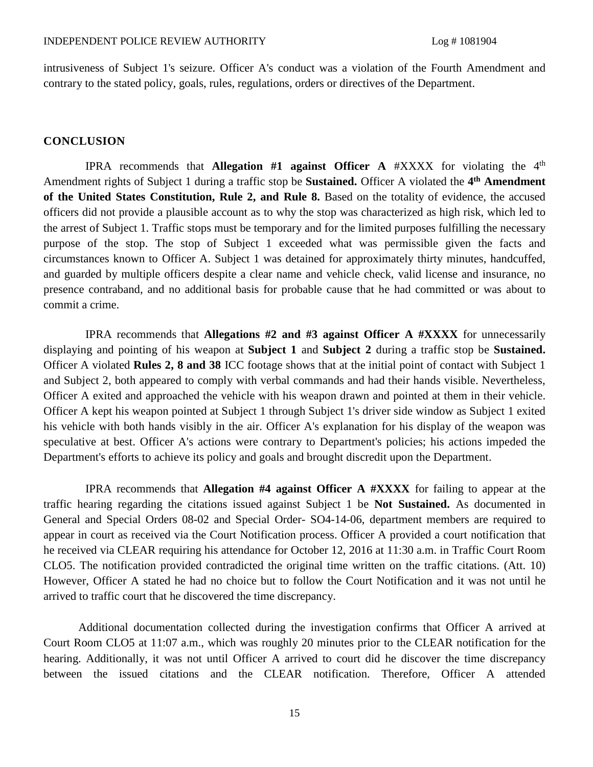intrusiveness of Subject 1's seizure. Officer A's conduct was a violation of the Fourth Amendment and contrary to the stated policy, goals, rules, regulations, orders or directives of the Department.

## CONCLUSION

IPRA recommends that **Allegation #1 against Officer A** #XXXX for violating the 4th Amendment rights of Subject 1 during a traffic stop be **Sustained.** Officer A violated the **4th Amendment of the United States Constitution, Rule 2, and Rule 8.** Based on the totality of evidence, the accused officers did not provide a plausible account as to why the stop was characterized as high risk, which led to the arrest of Subject 1. Traffic stops must be temporary and for the limited purposes fulfilling the necessary purpose of the stop. The stop of Subject 1 exceeded what was permissible given the facts and circumstances known to Officer A. Subject 1 was detained for approximately thirty minutes, handcuffed, and guarded by multiple officers despite a clear name and vehicle check, valid license and insurance, no presence contraband, and no additional basis for probable cause that he had committed or was about to commit a crime.

IPRA recommends that **Allegations #2 and #3 against Officer A #XXXX** for unnecessarily displaying and pointing of his weapon at **Subject 1** and **Subject 2** during a traffic stop be **Sustained.** Officer A violated **Rules 2, 8 and 38** ICC footage shows that at the initial point of contact with Subject 1 and Subject 2, both appeared to comply with verbal commands and had their hands visible. Nevertheless, Officer A exited and approached the vehicle with his weapon drawn and pointed at them in their vehicle. Officer A kept his weapon pointed at Subject 1 through Subject 1's driver side window as Subject 1 exited his vehicle with both hands visibly in the air. Officer A's explanation for his display of the weapon was speculative at best. Officer A's actions were contrary to Department's policies; his actions impeded the Department's efforts to achieve its policy and goals and brought discredit upon the Department.

IPRA recommends that **Allegation #4 against Officer A #XXXX** for failing to appear at the traffic hearing regarding the citations issued against Subject 1 be **Not Sustained.** As documented in General and Special Orders 08-02 and Special Order- SO4-14-06, department members are required to appear in court as received via the Court Notification process. Officer A provided a court notification that he received via CLEAR requiring his attendance for October 12, 2016 at 11:30 a.m. in Traffic Court Room CLO5. The notification provided contradicted the original time written on the traffic citations. (Att. 10) However, Officer A stated he had no choice but to follow the Court Notification and it was not until he arrived to traffic court that he discovered the time discrepancy.

Additional documentation collected during the investigation confirms that Officer A arrived at Court Room CLO5 at 11:07 a.m., which was roughly 20 minutes prior to the CLEAR notification for the hearing. Additionally, it was not until Officer A arrived to court did he discover the time discrepancy between the issued citations and the CLEAR notification. Therefore, Officer A attended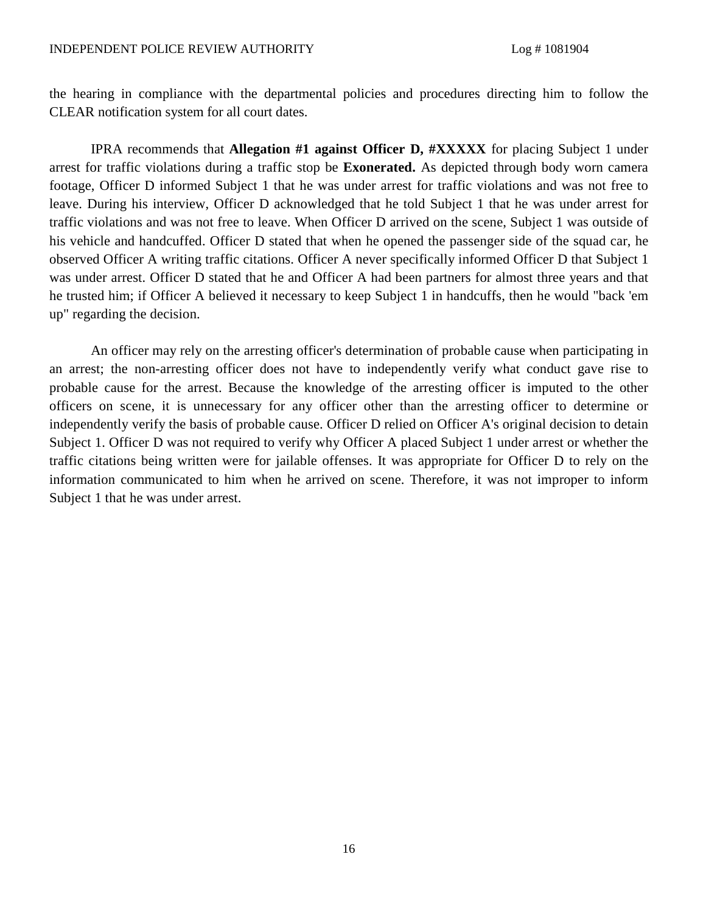the hearing in compliance with the departmental policies and procedures directing him to follow the CLEAR notification system for all court dates.

IPRA recommends that **Allegation #1 against Officer D, #XXXXX** for placing Subject 1 under arrest for traffic violations during a traffic stop be **Exonerated.** As depicted through body worn camera footage, Officer D informed Subject 1 that he was under arrest for traffic violations and was not free to leave. During his interview, Officer D acknowledged that he told Subject 1 that he was under arrest for traffic violations and was not free to leave. When Officer D arrived on the scene, Subject 1 was outside of his vehicle and handcuffed. Officer D stated that when he opened the passenger side of the squad car, he observed Officer A writing traffic citations. Officer A never specifically informed Officer D that Subject 1 was under arrest. Officer D stated that he and Officer A had been partners for almost three years and that he trusted him; if Officer A believed it necessary to keep Subject 1 in handcuffs, then he would "back 'em up" regarding the decision.

An officer may rely on the arresting officer's determination of probable cause when participating in an arrest; the non-arresting officer does not have to independently verify what conduct gave rise to probable cause for the arrest. Because the knowledge of the arresting officer is imputed to the other officers on scene, it is unnecessary for any officer other than the arresting officer to determine or independently verify the basis of probable cause. Officer D relied on Officer A's original decision to detain Subject 1. Officer D was not required to verify why Officer A placed Subject 1 under arrest or whether the traffic citations being written were for jailable offenses. It was appropriate for Officer D to rely on the information communicated to him when he arrived on scene. Therefore, it was not improper to inform Subject 1 that he was under arrest.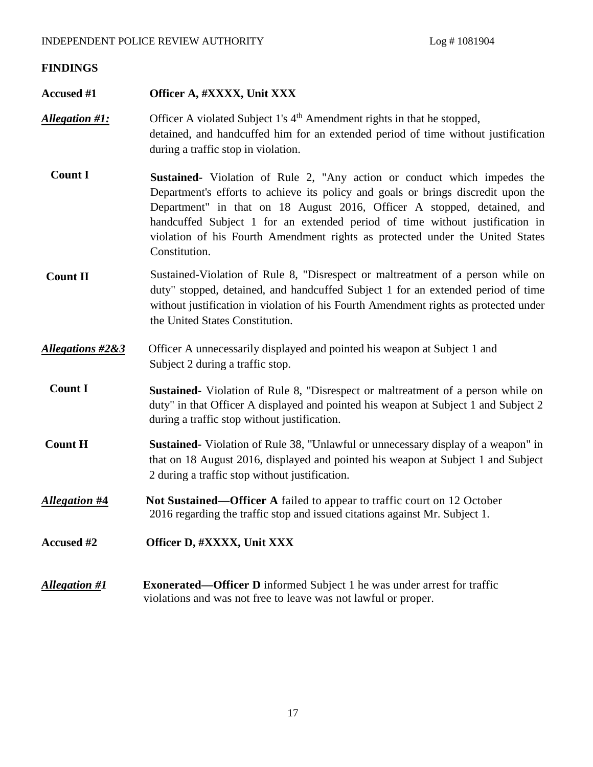## FINDINGS

**Accused #1** **Officer A, #XXXX, Unit XXX**

***Allegation #1:*** Officer A violated Subject 1's $4^{th}$ Amendment rights in that he stopped, detained, and handcuffed him for an extended period of time without justification during a traffic stop in violation.

**Count I** **Sustained-** Violation of Rule 2, "Any action or conduct which impedes the Department's efforts to achieve its policy and goals or brings discredit upon the Department" in that on 18 August 2016, Officer A stopped, detained, and handcuffed Subject 1 for an extended period of time without justification in violation of his Fourth Amendment rights as protected under the United States Constitution.

**Count II** Sustained-Violation of Rule 8, "Disrespect or maltreatment of a person while on duty" stopped, detained, and handcuffed Subject 1 for an extended period of time without justification in violation of his Fourth Amendment rights as protected under the United States Constitution.

***Allegations #2&3*** Officer A unnecessarily displayed and pointed his weapon at Subject 1 and Subject 2 during a traffic stop.

**Count I** **Sustained-** Violation of Rule 8, "Disrespect or maltreatment of a person while on duty" in that Officer A displayed and pointed his weapon at Subject 1 and Subject 2 during a traffic stop without justification.

**Count H** **Sustained-** Violation of Rule 38, "Unlawful or unnecessary display of a weapon" in that on 18 August 2016, displayed and pointed his weapon at Subject 1 and Subject 2 during a traffic stop without justification.

***Allegation* #4** **Not Sustained—Officer A** failed to appear to traffic court on 12 October 2016 regarding the traffic stop and issued citations against Mr. Subject 1.

**Accused #2** **Officer D, #XXXX, Unit XXX**

***Allegation #1*** **Exonerated—Officer D** informed Subject 1 he was under arrest for traffic violations and was not free to leave was not lawful or proper.